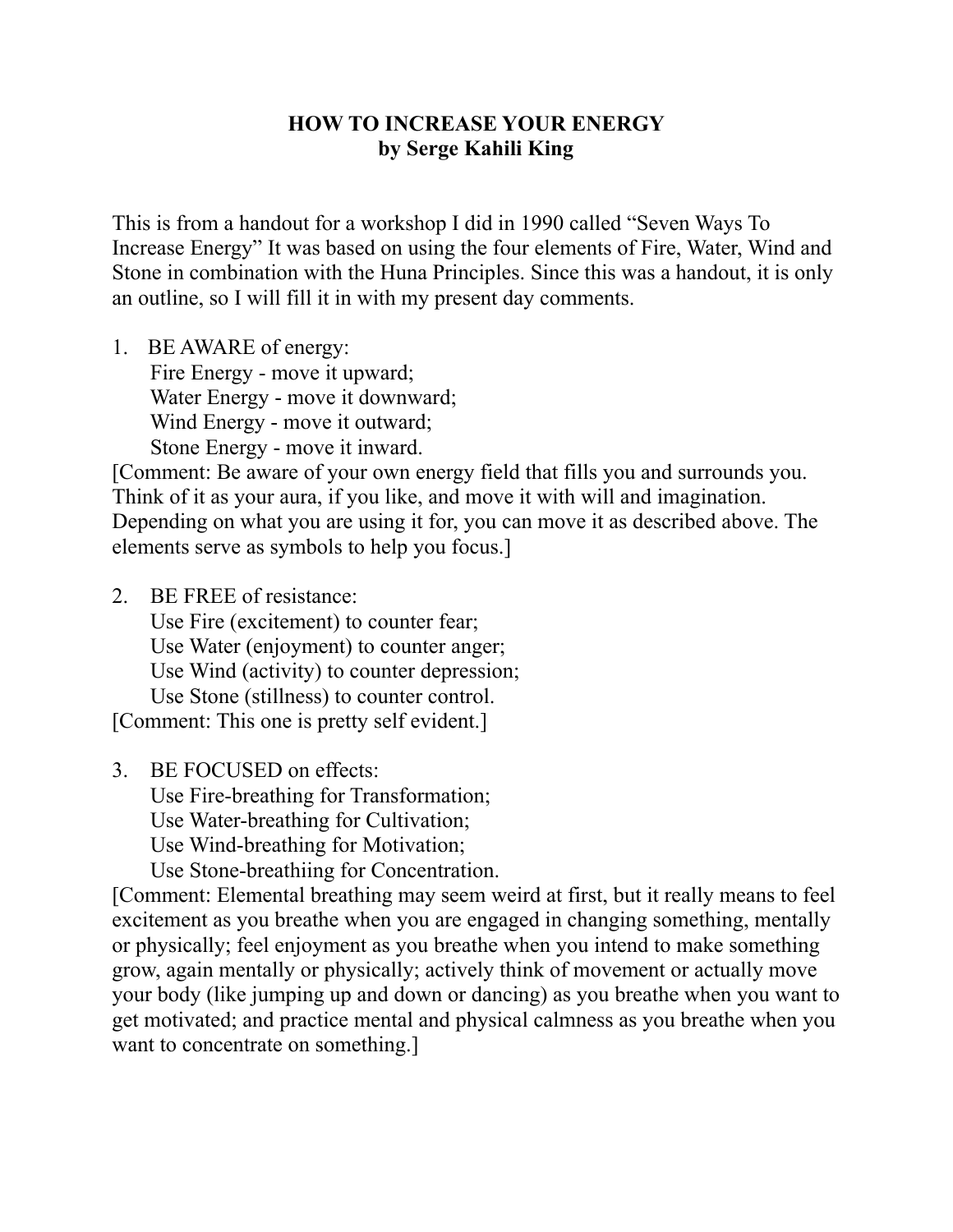# HOW TO INCREASE YOUR ENERGY
## by Serge Kahili King

This is from a handout for a workshop I did in 1990 called "Seven Ways To Increase Energy" It was based on using the four elements of Fire, Water, Wind and Stone in combination with the Huna Principles. Since this was a handout, it is only an outline, so I will fill it in with my present day comments.

1. BE AWARE of energy:
   Fire Energy - move it upward;
   Water Energy - move it downward;
   Wind Energy - move it outward;
   Stone Energy - move it inward.

[Comment: Be aware of your own energy field that fills you and surrounds you. Think of it as your aura, if you like, and move it with will and imagination. Depending on what you are using it for, you can move it as described above. The elements serve as symbols to help you focus.]

2. BE FREE of resistance:
   Use Fire (excitement) to counter fear;
   Use Water (enjoyment) to counter anger;
   Use Wind (activity) to counter depression;
   Use Stone (stillness) to counter control.

[Comment: This one is pretty self evident.]

3. BE FOCUSED on effects:
   Use Fire-breathing for Transformation;
   Use Water-breathing for Cultivation;
   Use Wind-breathing for Motivation;
   Use Stone-breathiing for Concentration.

[Comment: Elemental breathing may seem weird at first, but it really means to feel excitement as you breathe when you are engaged in changing something, mentally or physically; feel enjoyment as you breathe when you intend to make something grow, again mentally or physically; actively think of movement or actually move your body (like jumping up and down or dancing) as you breathe when you want to get motivated; and practice mental and physical calmness as you breathe when you want to concentrate on something.]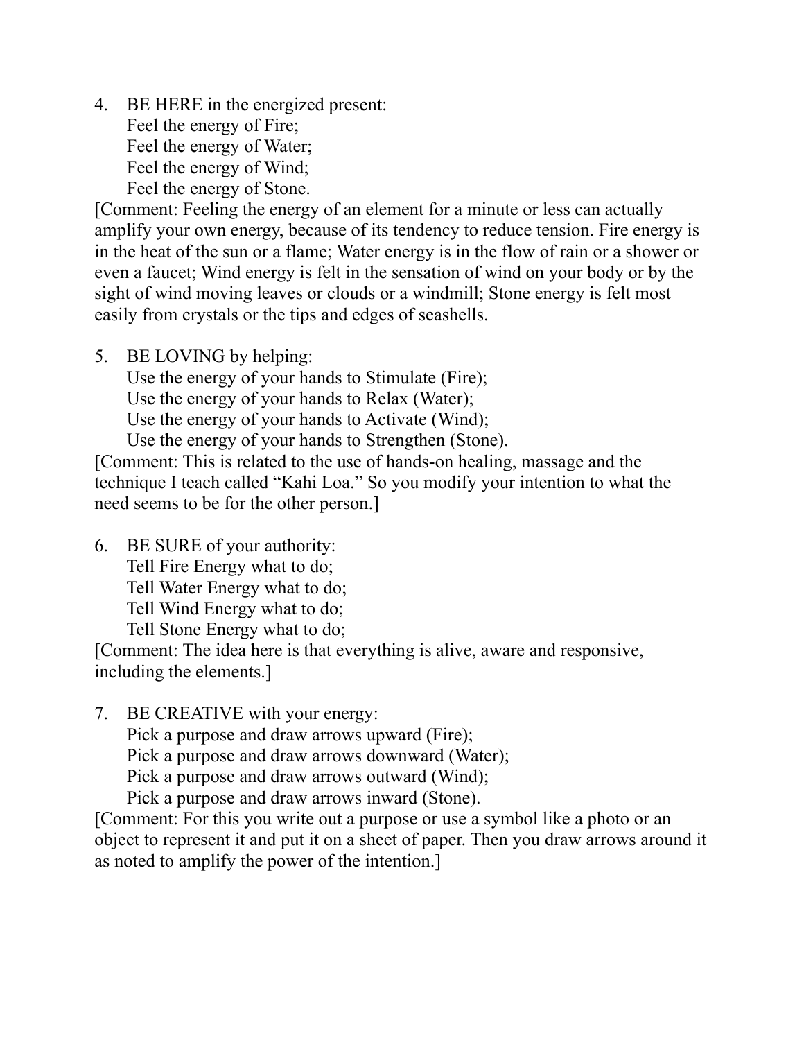4. BE HERE in the energized present:
   Feel the energy of Fire;
   Feel the energy of Water;
   Feel the energy of Wind;
   Feel the energy of Stone.

[Comment: Feeling the energy of an element for a minute or less can actually amplify your own energy, because of its tendency to reduce tension. Fire energy is in the heat of the sun or a flame; Water energy is in the flow of rain or a shower or even a faucet; Wind energy is felt in the sensation of wind on your body or by the sight of wind moving leaves or clouds or a windmill; Stone energy is felt most easily from crystals or the tips and edges of seashells.

5. BE LOVING by helping:
   Use the energy of your hands to Stimulate (Fire);
   Use the energy of your hands to Relax (Water);
   Use the energy of your hands to Activate (Wind);
   Use the energy of your hands to Strengthen (Stone).

[Comment: This is related to the use of hands-on healing, massage and the technique I teach called "Kahi Loa." So you modify your intention to what the need seems to be for the other person.]

6. BE SURE of your authority:
   Tell Fire Energy what to do;
   Tell Water Energy what to do;
   Tell Wind Energy what to do;
   Tell Stone Energy what to do;

[Comment: The idea here is that everything is alive, aware and responsive, including the elements.]

7. BE CREATIVE with your energy:
   Pick a purpose and draw arrows upward (Fire);
   Pick a purpose and draw arrows downward (Water);
   Pick a purpose and draw arrows outward (Wind);
   Pick a purpose and draw arrows inward (Stone).

[Comment: For this you write out a purpose or use a symbol like a photo or an object to represent it and put it on a sheet of paper. Then you draw arrows around it as noted to amplify the power of the intention.]